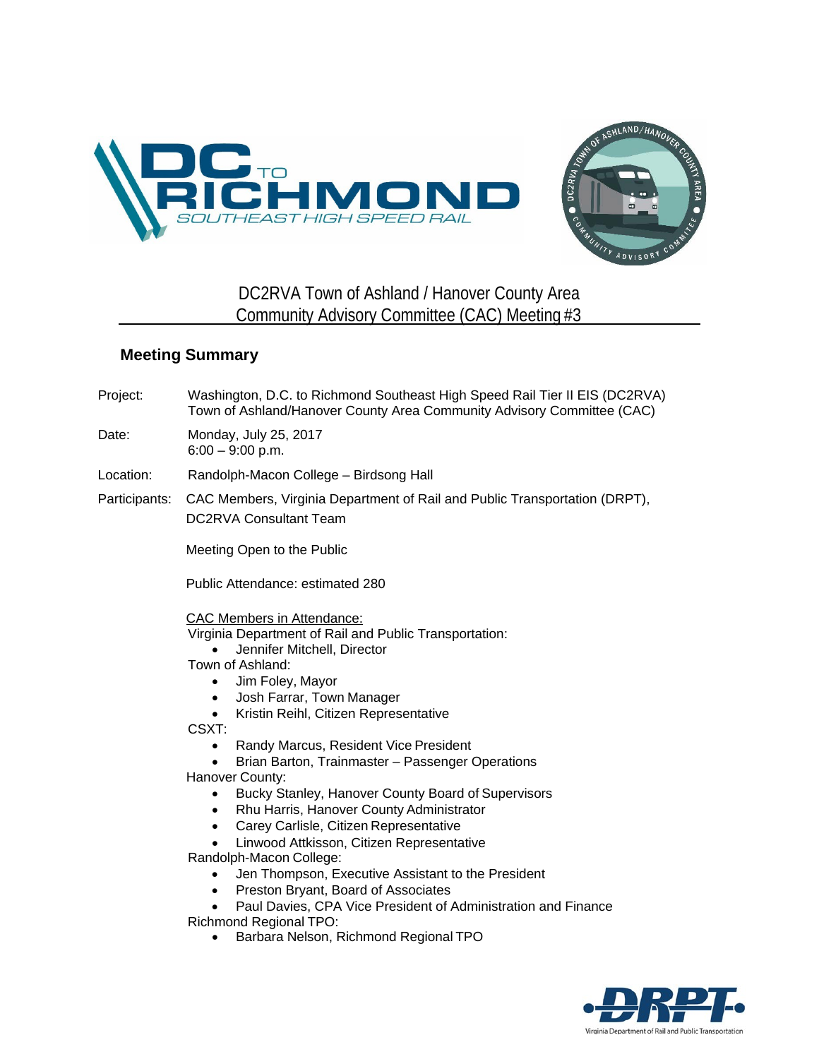# DC2RVA Town of Ashland / Hanover County Area Community Advisory Committee (CAC) Meeting #3

## Meeting Summary

Project: Washington, D.C. to Richmond Southeast High Speed Rail Tier II EIS (DC2RVA) Town of Ashland/Hanover County Area Community Advisory Committee (CAC)

Date: Monday, July 25, 2017
6:00 – 9:00 p.m.

Location: Randolph-Macon College – Birdsong Hall

Participants: CAC Members, Virginia Department of Rail and Public Transportation (DRPT), DC2RVA Consultant Team

Meeting Open to the Public

Public Attendance: estimated 280

CAC Members in Attendance:

Virginia Department of Rail and Public Transportation:

- Jennifer Mitchell, Director

Town of Ashland:

- Jim Foley, Mayor
- Josh Farrar, Town Manager
- Kristin Reihl, Citizen Representative

CSXT:

- Randy Marcus, Resident Vice President
- Brian Barton, Trainmaster – Passenger Operations

Hanover County:

- Bucky Stanley, Hanover County Board of Supervisors
- Rhu Harris, Hanover County Administrator
- Carey Carlisle, Citizen Representative
- Linwood Attkisson, Citizen Representative

Randolph-Macon College:

- Jen Thompson, Executive Assistant to the President
- Preston Bryant, Board of Associates
- Paul Davies, CPA Vice President of Administration and Finance

Richmond Regional TPO:

- Barbara Nelson, Richmond Regional TPO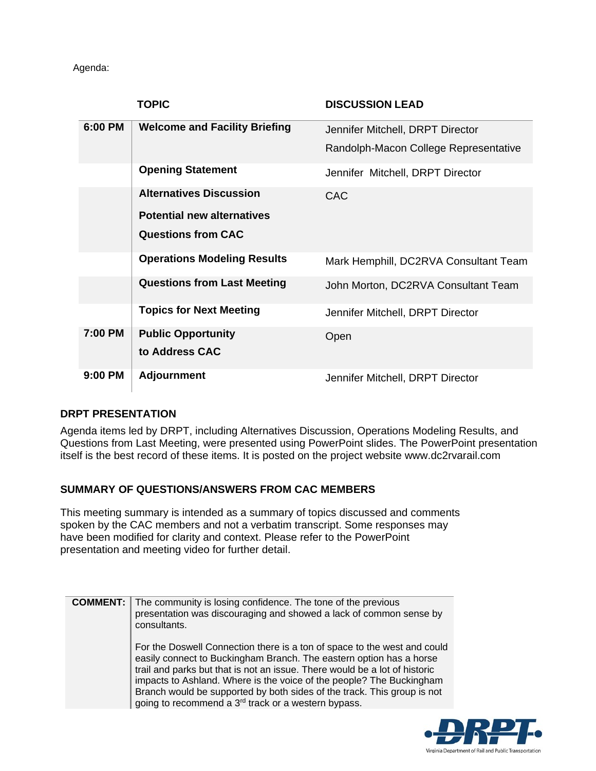Agenda:

| | TOPIC | DISCUSSION LEAD |
|---|---|---|
| 6:00 PM | **Welcome and Facility Briefing** | Jennifer Mitchell, DRPT Director<br>Randolph-Macon College Representative |
| | **Opening Statement** | Jennifer Mitchell, DRPT Director |
| | **Alternatives Discussion**<br>**Potential new alternatives**<br>**Questions from CAC** | CAC |
| | **Operations Modeling Results** | Mark Hemphill, DC2RVA Consultant Team |
| | **Questions from Last Meeting** | John Morton, DC2RVA Consultant Team |
| | **Topics for Next Meeting** | Jennifer Mitchell, DRPT Director |
| 7:00 PM | **Public Opportunity to Address CAC** | Open |
| 9:00 PM | **Adjournment** | Jennifer Mitchell, DRPT Director |

## DRPT PRESENTATION

Agenda items led by DRPT, including Alternatives Discussion, Operations Modeling Results, and Questions from Last Meeting, were presented using PowerPoint slides. The PowerPoint presentation itself is the best record of these items. It is posted on the project website www.dc2rvarail.com

## SUMMARY OF QUESTIONS/ANSWERS FROM CAC MEMBERS

This meeting summary is intended as a summary of topics discussed and comments spoken by the CAC members and not a verbatim transcript. Some responses may have been modified for clarity and context. Please refer to the PowerPoint presentation and meeting video for further detail.

| | |
|---|---|
| **COMMENT:** | The community is losing confidence. The tone of the previous presentation was discouraging and showed a lack of common sense by consultants.<br><br>For the Doswell Connection there is a ton of space to the west and could easily connect to Buckingham Branch. The eastern option has a horse trail and parks but that is not an issue. There would be a lot of historic impacts to Ashland. Where is the voice of the people? The Buckingham Branch would be supported by both sides of the track. This group is not going to recommend a 3rd track or a western bypass. |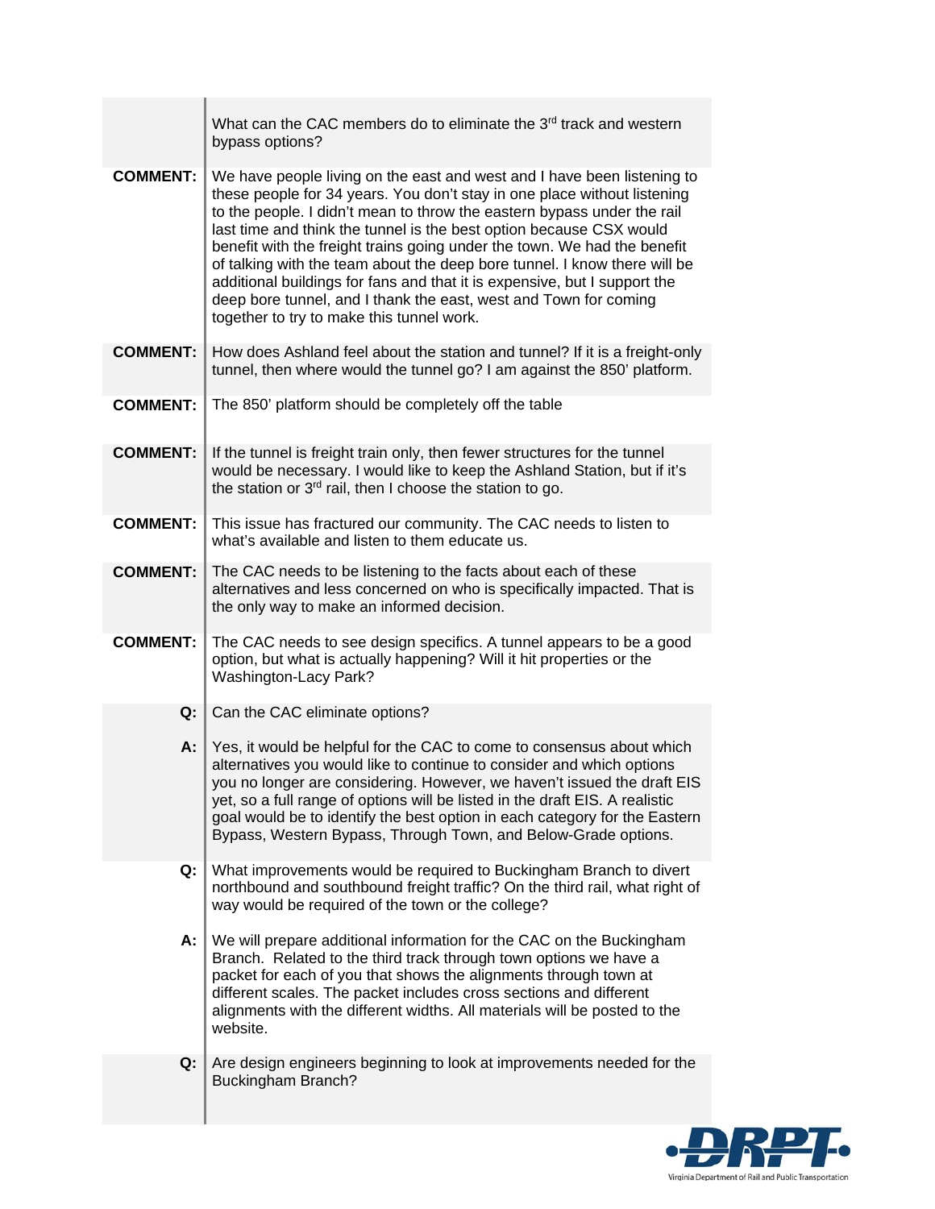What can the CAC members do to eliminate the 3rd track and western bypass options?

**COMMENT:** We have people living on the east and west and I have been listening to these people for 34 years. You don't stay in one place without listening to the people. I didn't mean to throw the eastern bypass under the rail last time and think the tunnel is the best option because CSX would benefit with the freight trains going under the town. We had the benefit of talking with the team about the deep bore tunnel. I know there will be additional buildings for fans and that it is expensive, but I support the deep bore tunnel, and I thank the east, west and Town for coming together to try to make this tunnel work.

**COMMENT:** How does Ashland feel about the station and tunnel? If it is a freight-only tunnel, then where would the tunnel go? I am against the 850' platform.

**COMMENT:** The 850' platform should be completely off the table

**COMMENT:** If the tunnel is freight train only, then fewer structures for the tunnel would be necessary. I would like to keep the Ashland Station, but if it's the station or 3rd rail, then I choose the station to go.

**COMMENT:** This issue has fractured our community. The CAC needs to listen to what's available and listen to them educate us.

**COMMENT:** The CAC needs to be listening to the facts about each of these alternatives and less concerned on who is specifically impacted. That is the only way to make an informed decision.

**COMMENT:** The CAC needs to see design specifics. A tunnel appears to be a good option, but what is actually happening? Will it hit properties or the Washington-Lacy Park?

**Q:** Can the CAC eliminate options?

**A:** Yes, it would be helpful for the CAC to come to consensus about which alternatives you would like to continue to consider and which options you no longer are considering. However, we haven't issued the draft EIS yet, so a full range of options will be listed in the draft EIS. A realistic goal would be to identify the best option in each category for the Eastern Bypass, Western Bypass, Through Town, and Below-Grade options.

**Q:** What improvements would be required to Buckingham Branch to divert northbound and southbound freight traffic? On the third rail, what right of way would be required of the town or the college?

**A:** We will prepare additional information for the CAC on the Buckingham Branch. Related to the third track through town options we have a packet for each of you that shows the alignments through town at different scales. The packet includes cross sections and different alignments with the different widths. All materials will be posted to the website.

**Q:** Are design engineers beginning to look at improvements needed for the Buckingham Branch?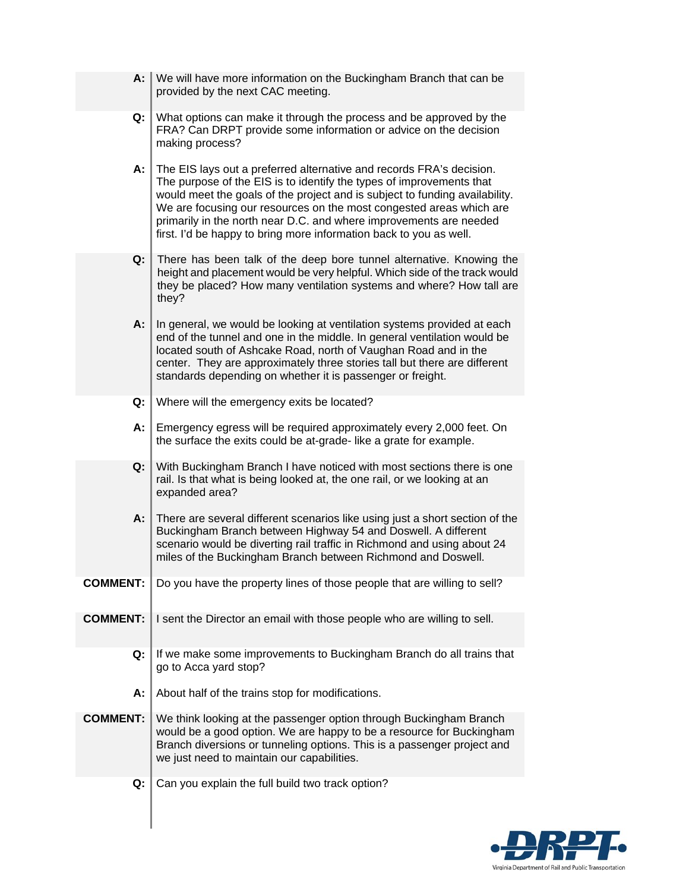**A:** We will have more information on the Buckingham Branch that can be provided by the next CAC meeting.

**Q:** What options can make it through the process and be approved by the FRA? Can DRPT provide some information or advice on the decision making process?

**A:** The EIS lays out a preferred alternative and records FRA's decision. The purpose of the EIS is to identify the types of improvements that would meet the goals of the project and is subject to funding availability. We are focusing our resources on the most congested areas which are primarily in the north near D.C. and where improvements are needed first. I'd be happy to bring more information back to you as well.

**Q:** There has been talk of the deep bore tunnel alternative. Knowing the height and placement would be very helpful. Which side of the track would they be placed? How many ventilation systems and where? How tall are they?

**A:** In general, we would be looking at ventilation systems provided at each end of the tunnel and one in the middle. In general ventilation would be located south of Ashcake Road, north of Vaughan Road and in the center. They are approximately three stories tall but there are different standards depending on whether it is passenger or freight.

**Q:** Where will the emergency exits be located?

**A:** Emergency egress will be required approximately every 2,000 feet. On the surface the exits could be at-grade- like a grate for example.

**Q:** With Buckingham Branch I have noticed with most sections there is one rail. Is that what is being looked at, the one rail, or we looking at an expanded area?

**A:** There are several different scenarios like using just a short section of the Buckingham Branch between Highway 54 and Doswell. A different scenario would be diverting rail traffic in Richmond and using about 24 miles of the Buckingham Branch between Richmond and Doswell.

**COMMENT:** Do you have the property lines of those people that are willing to sell?

**COMMENT:** I sent the Director an email with those people who are willing to sell.

**Q:** If we make some improvements to Buckingham Branch do all trains that go to Acca yard stop?

**A:** About half of the trains stop for modifications.

**COMMENT:** We think looking at the passenger option through Buckingham Branch would be a good option. We are happy to be a resource for Buckingham Branch diversions or tunneling options. This is a passenger project and we just need to maintain our capabilities.

**Q:** Can you explain the full build two track option?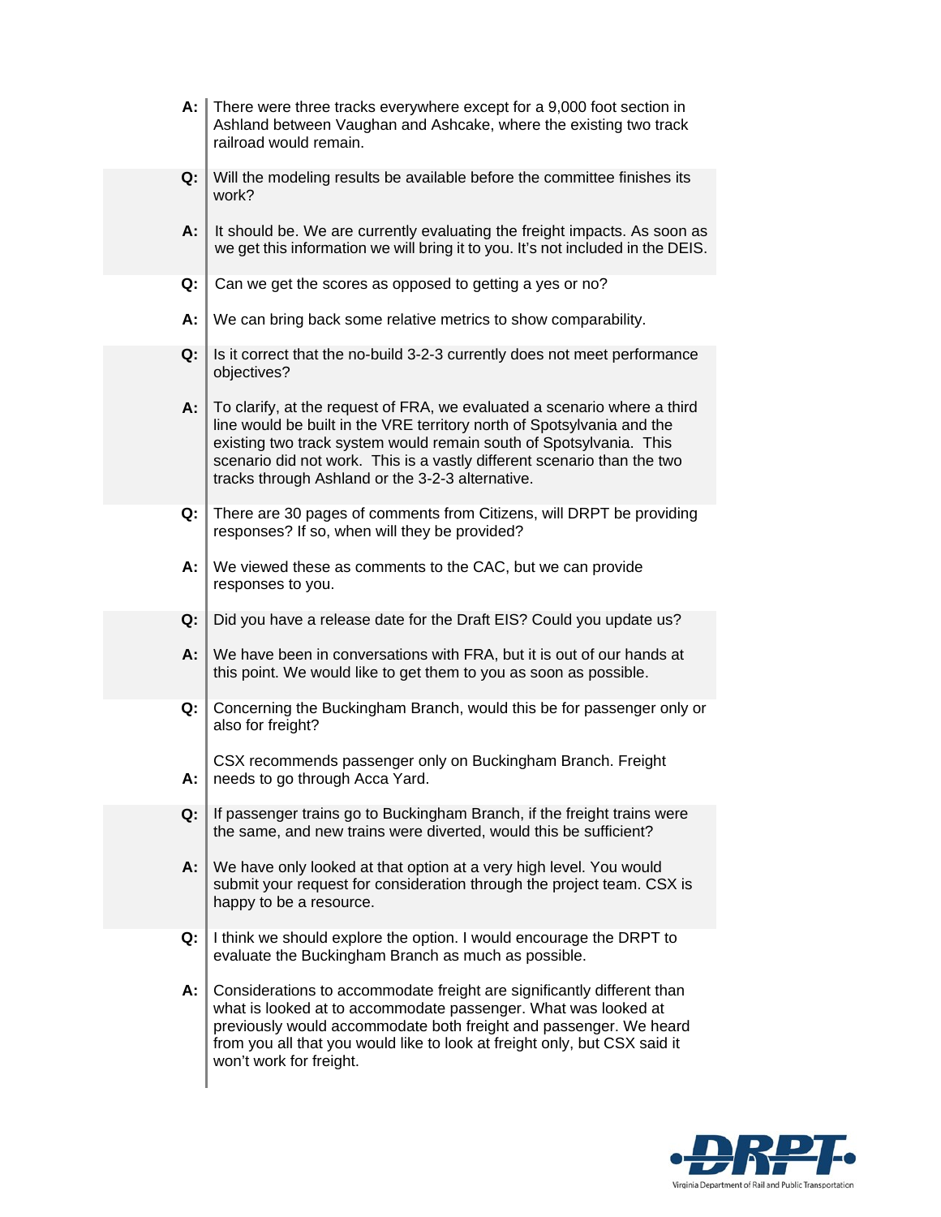**A:** There were three tracks everywhere except for a 9,000 foot section in Ashland between Vaughan and Ashcake, where the existing two track railroad would remain.

**Q:** Will the modeling results be available before the committee finishes its work?

**A:** It should be. We are currently evaluating the freight impacts. As soon as we get this information we will bring it to you. It's not included in the DEIS.

**Q:** Can we get the scores as opposed to getting a yes or no?

**A:** We can bring back some relative metrics to show comparability.

**Q:** Is it correct that the no-build 3-2-3 currently does not meet performance objectives?

**A:** To clarify, at the request of FRA, we evaluated a scenario where a third line would be built in the VRE territory north of Spotsylvania and the existing two track system would remain south of Spotsylvania. This scenario did not work. This is a vastly different scenario than the two tracks through Ashland or the 3-2-3 alternative.

**Q:** There are 30 pages of comments from Citizens, will DRPT be providing responses? If so, when will they be provided?

**A:** We viewed these as comments to the CAC, but we can provide responses to you.

**Q:** Did you have a release date for the Draft EIS? Could you update us?

**A:** We have been in conversations with FRA, but it is out of our hands at this point. We would like to get them to you as soon as possible.

**Q:** Concerning the Buckingham Branch, would this be for passenger only or also for freight?

**A:** CSX recommends passenger only on Buckingham Branch. Freight needs to go through Acca Yard.

**Q:** If passenger trains go to Buckingham Branch, if the freight trains were the same, and new trains were diverted, would this be sufficient?

**A:** We have only looked at that option at a very high level. You would submit your request for consideration through the project team. CSX is happy to be a resource.

**Q:** I think we should explore the option. I would encourage the DRPT to evaluate the Buckingham Branch as much as possible.

**A:** Considerations to accommodate freight are significantly different than what is looked at to accommodate passenger. What was looked at previously would accommodate both freight and passenger. We heard from you all that you would like to look at freight only, but CSX said it won't work for freight.